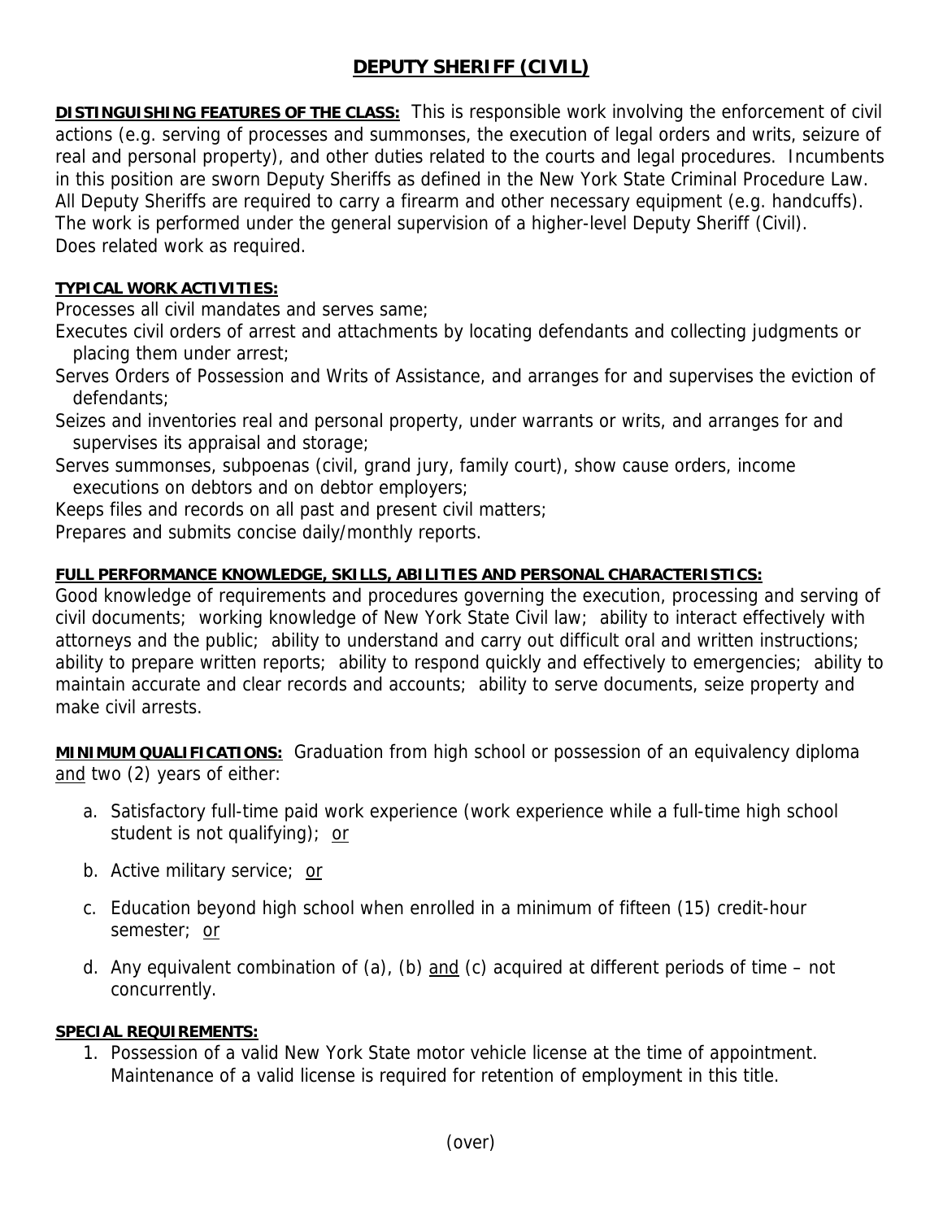# DEPUTY SHERIFF (CIVIL)

**DISTINGUISHING FEATURES OF THE CLASS:** This is responsible work involving the enforcement of civil actions (e.g. serving of processes and summonses, the execution of legal orders and writs, seizure of real and personal property), and other duties related to the courts and legal procedures. Incumbents in this position are sworn Deputy Sheriffs as defined in the New York State Criminal Procedure Law. All Deputy Sheriffs are required to carry a firearm and other necessary equipment (e.g. handcuffs). The work is performed under the general supervision of a higher-level Deputy Sheriff (Civil). Does related work as required.

**TYPICAL WORK ACTIVITIES:**

Processes all civil mandates and serves same;
Executes civil orders of arrest and attachments by locating defendants and collecting judgments or placing them under arrest;
Serves Orders of Possession and Writs of Assistance, and arranges for and supervises the eviction of defendants;
Seizes and inventories real and personal property, under warrants or writs, and arranges for and supervises its appraisal and storage;
Serves summonses, subpoenas (civil, grand jury, family court), show cause orders, income executions on debtors and on debtor employers;
Keeps files and records on all past and present civil matters;
Prepares and submits concise daily/monthly reports.

**FULL PERFORMANCE KNOWLEDGE, SKILLS, ABILITIES AND PERSONAL CHARACTERISTICS:**
Good knowledge of requirements and procedures governing the execution, processing and serving of civil documents; working knowledge of New York State Civil law; ability to interact effectively with attorneys and the public; ability to understand and carry out difficult oral and written instructions; ability to prepare written reports; ability to respond quickly and effectively to emergencies; ability to maintain accurate and clear records and accounts; ability to serve documents, seize property and make civil arrests.

**MINIMUM QUALIFICATIONS:** Graduation from high school or possession of an equivalency diploma and two (2) years of either:

a. Satisfactory full-time paid work experience (work experience while a full-time high school student is not qualifying); or
b. Active military service; or
c. Education beyond high school when enrolled in a minimum of fifteen (15) credit-hour semester; or
d. Any equivalent combination of (a), (b) and (c) acquired at different periods of time – not concurrently.

**SPECIAL REQUIREMENTS:**

1. Possession of a valid New York State motor vehicle license at the time of appointment. Maintenance of a valid license is required for retention of employment in this title.

(over)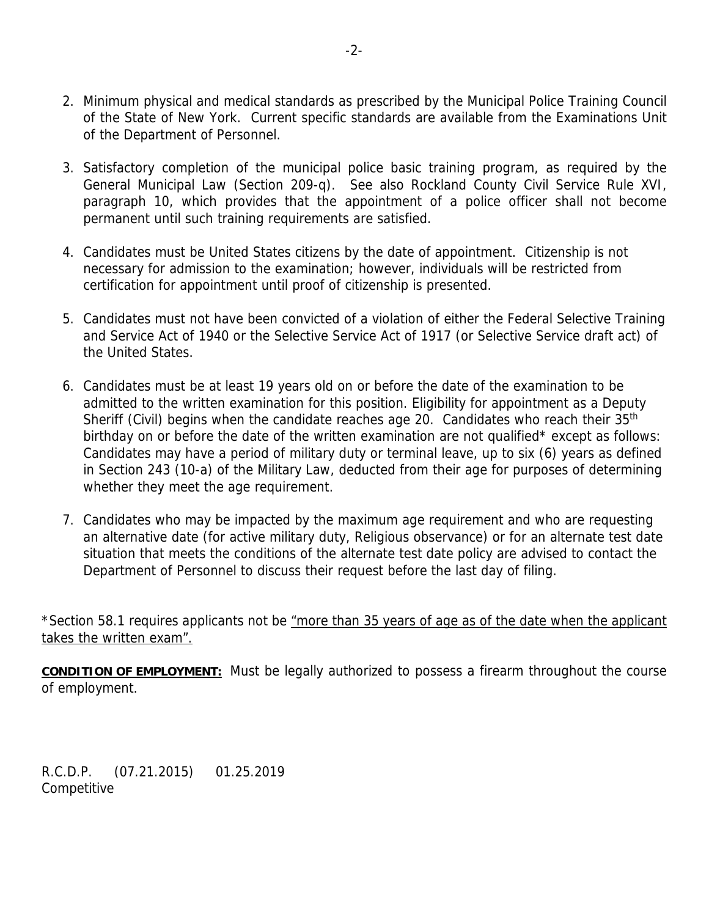2. Minimum physical and medical standards as prescribed by the Municipal Police Training Council of the State of New York. Current specific standards are available from the Examinations Unit of the Department of Personnel.

3. Satisfactory completion of the municipal police basic training program, as required by the General Municipal Law (Section 209-q). See also Rockland County Civil Service Rule XVI, paragraph 10, which provides that the appointment of a police officer shall not become permanent until such training requirements are satisfied.

4. Candidates must be United States citizens by the date of appointment. Citizenship is not necessary for admission to the examination; however, individuals will be restricted from certification for appointment until proof of citizenship is presented.

5. Candidates must not have been convicted of a violation of either the Federal Selective Training and Service Act of 1940 or the Selective Service Act of 1917 (or Selective Service draft act) of the United States.

6. Candidates must be at least 19 years old on or before the date of the examination to be admitted to the written examination for this position. Eligibility for appointment as a Deputy Sheriff (Civil) begins when the candidate reaches age 20. Candidates who reach their 35th birthday on or before the date of the written examination are not qualified* except as follows: Candidates may have a period of military duty or terminal leave, up to six (6) years as defined in Section 243 (10-a) of the Military Law, deducted from their age for purposes of determining whether they meet the age requirement.

7. Candidates who may be impacted by the maximum age requirement and who are requesting an alternative date (for active military duty, Religious observance) or for an alternate test date situation that meets the conditions of the alternate test date policy are advised to contact the Department of Personnel to discuss their request before the last day of filing.

*Section 58.1 requires applicants not be <u>"more than 35 years of age as of the date when the applicant takes the written exam".</u>

**<u>CONDITION OF EMPLOYMENT:</u>** Must be legally authorized to possess a firearm throughout the course of employment.

R.C.D.P. (07.21.2015) 01.25.2019
Competitive